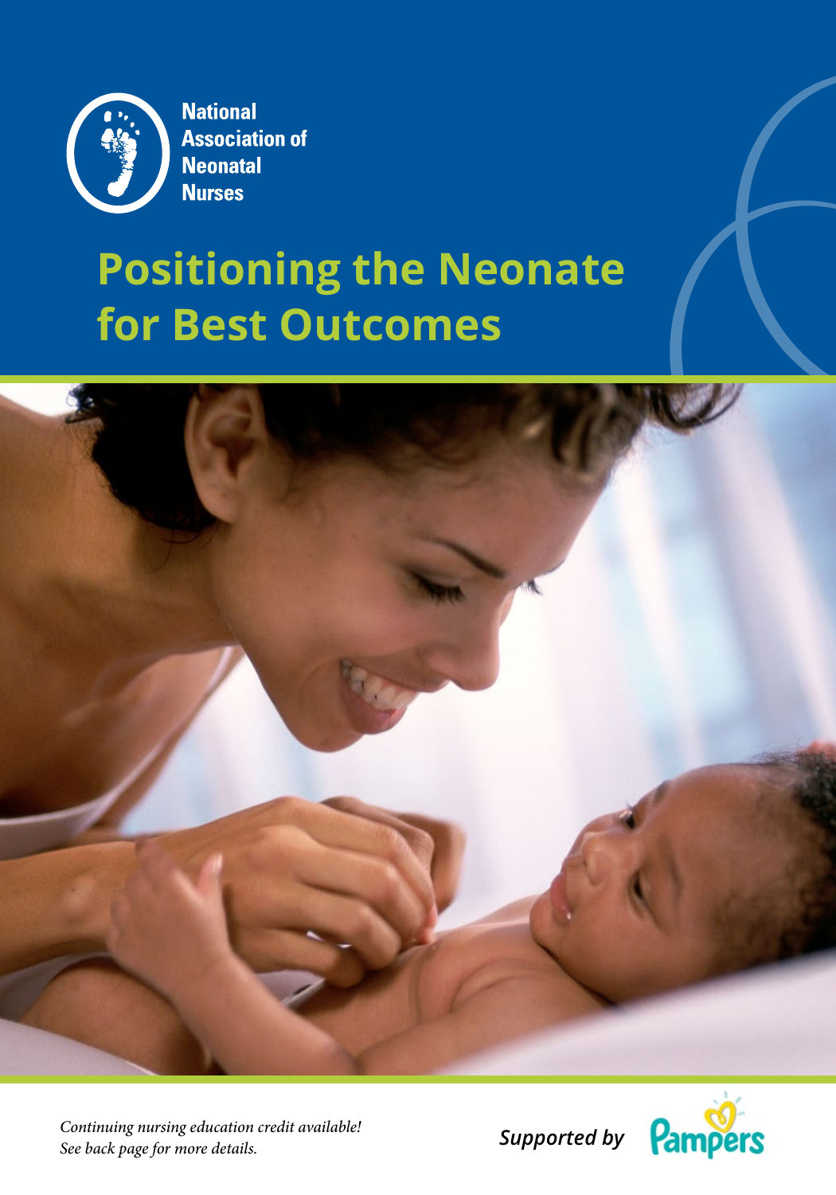National Association of Neonatal Nurses

# Positioning the Neonate for Best Outcomes

*Continuing nursing education credit available!*
*See back page for more details.*

***Supported by*** Pampers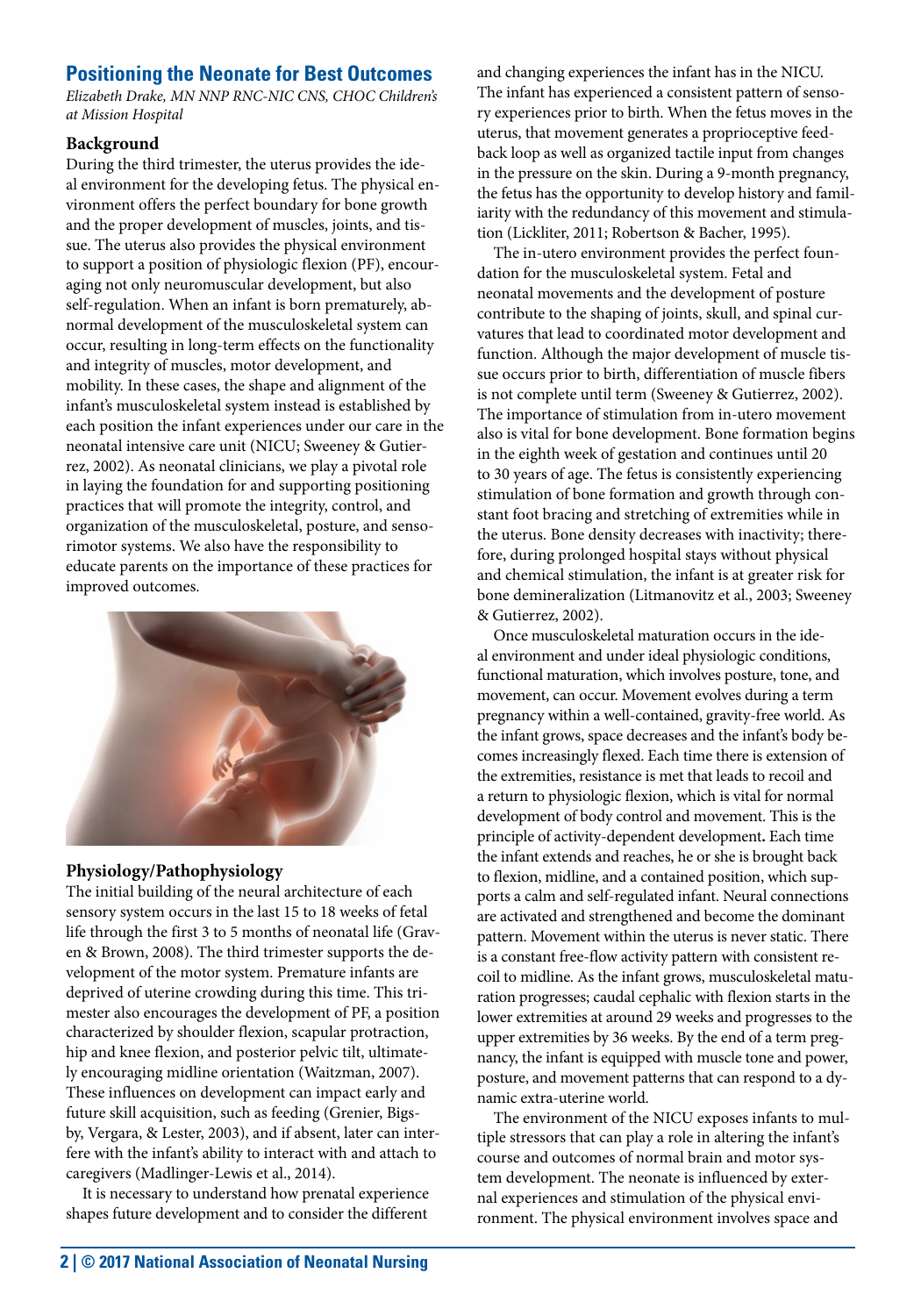## Positioning the Neonate for Best Outcomes

*Elizabeth Drake, MN NNP RNC-NIC CNS, CHOC Children's at Mission Hospital*

### Background

During the third trimester, the uterus provides the ideal environment for the developing fetus. The physical environment offers the perfect boundary for bone growth and the proper development of muscles, joints, and tissue. The uterus also provides the physical environment to support a position of physiologic flexion (PF), encouraging not only neuromuscular development, but also self-regulation. When an infant is born prematurely, abnormal development of the musculoskeletal system can occur, resulting in long-term effects on the functionality and integrity of muscles, motor development, and mobility. In these cases, the shape and alignment of the infant's musculoskeletal system instead is established by each position the infant experiences under our care in the neonatal intensive care unit (NICU; Sweeney & Gutierrez, 2002). As neonatal clinicians, we play a pivotal role in laying the foundation for and supporting positioning practices that will promote the integrity, control, and organization of the musculoskeletal, posture, and sensorimotor systems. We also have the responsibility to educate parents on the importance of these practices for improved outcomes.

### Physiology/Pathophysiology

The initial building of the neural architecture of each sensory system occurs in the last 15 to 18 weeks of fetal life through the first 3 to 5 months of neonatal life (Graven & Brown, 2008). The third trimester supports the development of the motor system. Premature infants are deprived of uterine crowding during this time. This trimester also encourages the development of PF, a position characterized by shoulder flexion, scapular protraction, hip and knee flexion, and posterior pelvic tilt, ultimately encouraging midline orientation (Waitzman, 2007). These influences on development can impact early and future skill acquisition, such as feeding (Grenier, Bigsby, Vergara, & Lester, 2003), and if absent, later can interfere with the infant's ability to interact with and attach to caregivers (Madlinger-Lewis et al., 2014).

It is necessary to understand how prenatal experience shapes future development and to consider the different and changing experiences the infant has in the NICU. The infant has experienced a consistent pattern of sensory experiences prior to birth. When the fetus moves in the uterus, that movement generates a proprioceptive feedback loop as well as organized tactile input from changes in the pressure on the skin. During a 9-month pregnancy, the fetus has the opportunity to develop history and familiarity with the redundancy of this movement and stimulation (Lickliter, 2011; Robertson & Bacher, 1995).

The in-utero environment provides the perfect foundation for the musculoskeletal system. Fetal and neonatal movements and the development of posture contribute to the shaping of joints, skull, and spinal curvatures that lead to coordinated motor development and function. Although the major development of muscle tissue occurs prior to birth, differentiation of muscle fibers is not complete until term (Sweeney & Gutierrez, 2002). The importance of stimulation from in-utero movement also is vital for bone development. Bone formation begins in the eighth week of gestation and continues until 20 to 30 years of age. The fetus is consistently experiencing stimulation of bone formation and growth through constant foot bracing and stretching of extremities while in the uterus. Bone density decreases with inactivity; therefore, during prolonged hospital stays without physical and chemical stimulation, the infant is at greater risk for bone demineralization (Litmanovitz et al., 2003; Sweeney & Gutierrez, 2002).

Once musculoskeletal maturation occurs in the ideal environment and under ideal physiologic conditions, functional maturation, which involves posture, tone, and movement, can occur. Movement evolves during a term pregnancy within a well-contained, gravity-free world. As the infant grows, space decreases and the infant's body becomes increasingly flexed. Each time there is extension of the extremities, resistance is met that leads to recoil and a return to physiologic flexion, which is vital for normal development of body control and movement. This is the principle of activity-dependent development**.** Each time the infant extends and reaches, he or she is brought back to flexion, midline, and a contained position, which supports a calm and self-regulated infant. Neural connections are activated and strengthened and become the dominant pattern. Movement within the uterus is never static. There is a constant free-flow activity pattern with consistent recoil to midline. As the infant grows, musculoskeletal maturation progresses; caudal cephalic with flexion starts in the lower extremities at around 29 weeks and progresses to the upper extremities by 36 weeks. By the end of a term pregnancy, the infant is equipped with muscle tone and power, posture, and movement patterns that can respond to a dynamic extra-uterine world.

The environment of the NICU exposes infants to multiple stressors that can play a role in altering the infant's course and outcomes of normal brain and motor system development. The neonate is influenced by external experiences and stimulation of the physical environment. The physical environment involves space and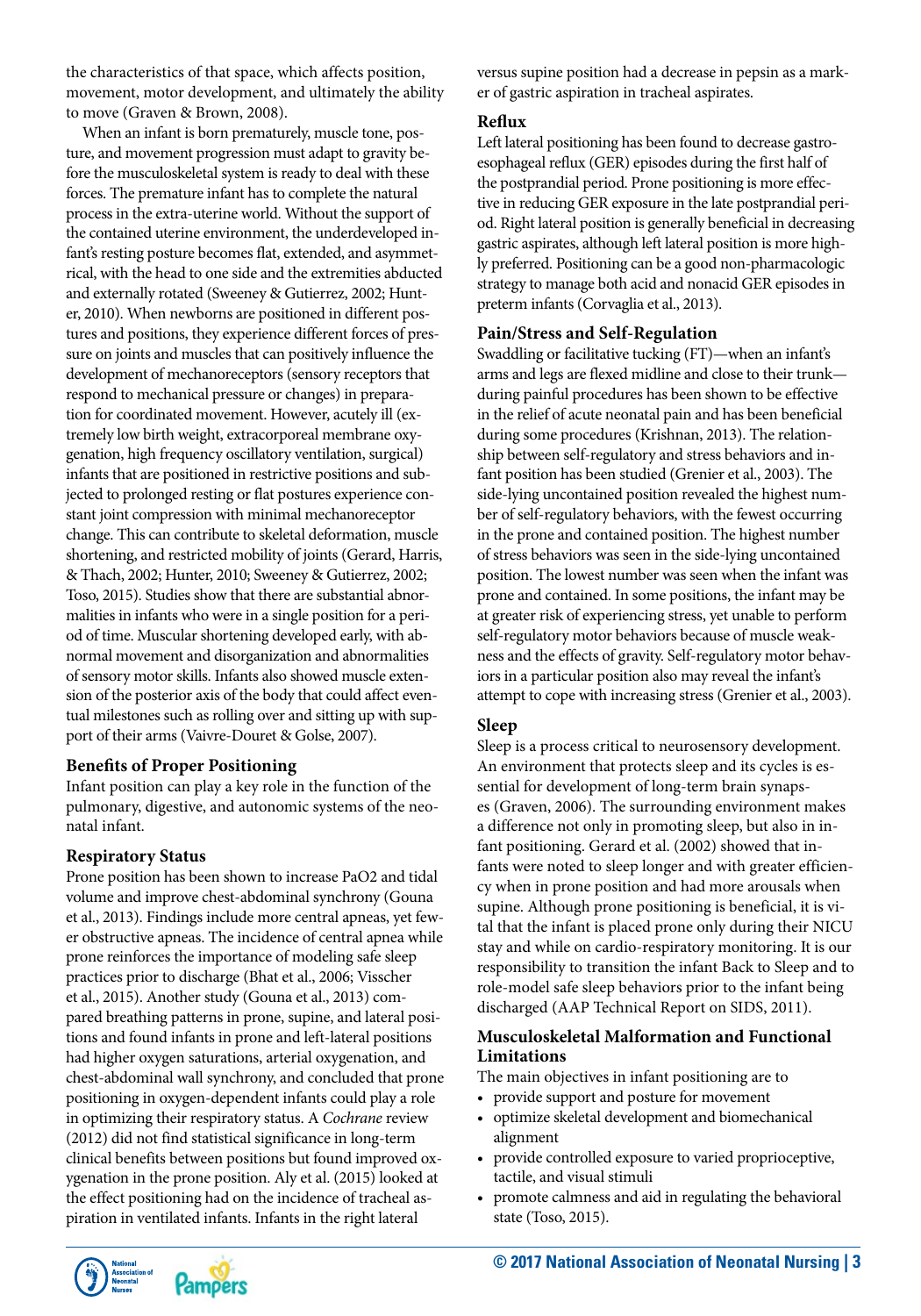the characteristics of that space, which affects position, movement, motor development, and ultimately the ability to move (Graven & Brown, 2008).

When an infant is born prematurely, muscle tone, posture, and movement progression must adapt to gravity before the musculoskeletal system is ready to deal with these forces. The premature infant has to complete the natural process in the extra-uterine world. Without the support of the contained uterine environment, the underdeveloped infant's resting posture becomes flat, extended, and asymmetrical, with the head to one side and the extremities abducted and externally rotated (Sweeney & Gutierrez, 2002; Hunter, 2010). When newborns are positioned in different postures and positions, they experience different forces of pressure on joints and muscles that can positively influence the development of mechanoreceptors (sensory receptors that respond to mechanical pressure or changes) in preparation for coordinated movement. However, acutely ill (extremely low birth weight, extracorporeal membrane oxygenation, high frequency oscillatory ventilation, surgical) infants that are positioned in restrictive positions and subjected to prolonged resting or flat postures experience constant joint compression with minimal mechanoreceptor change. This can contribute to skeletal deformation, muscle shortening, and restricted mobility of joints (Gerard, Harris, & Thach, 2002; Hunter, 2010; Sweeney & Gutierrez, 2002; Toso, 2015). Studies show that there are substantial abnormalities in infants who were in a single position for a period of time. Muscular shortening developed early, with abnormal movement and disorganization and abnormalities of sensory motor skills. Infants also showed muscle extension of the posterior axis of the body that could affect eventual milestones such as rolling over and sitting up with support of their arms (Vaivre-Douret & Golse, 2007).

### Benefits of Proper Positioning

Infant position can play a key role in the function of the pulmonary, digestive, and autonomic systems of the neonatal infant.

### Respiratory Status

Prone position has been shown to increase PaO2 and tidal volume and improve chest-abdominal synchrony (Gouna et al., 2013). Findings include more central apneas, yet fewer obstructive apneas. The incidence of central apnea while prone reinforces the importance of modeling safe sleep practices prior to discharge (Bhat et al., 2006; Visscher et al., 2015). Another study (Gouna et al., 2013) compared breathing patterns in prone, supine, and lateral positions and found infants in prone and left-lateral positions had higher oxygen saturations, arterial oxygenation, and chest-abdominal wall synchrony, and concluded that prone positioning in oxygen-dependent infants could play a role in optimizing their respiratory status. A *Cochrane* review (2012) did not find statistical significance in long-term clinical benefits between positions but found improved oxygenation in the prone position. Aly et al. (2015) looked at the effect positioning had on the incidence of tracheal aspiration in ventilated infants. Infants in the right lateral versus supine position had a decrease in pepsin as a marker of gastric aspiration in tracheal aspirates.

### Reflux

Left lateral positioning has been found to decrease gastroesophageal reflux (GER) episodes during the first half of the postprandial period. Prone positioning is more effective in reducing GER exposure in the late postprandial period. Right lateral position is generally beneficial in decreasing gastric aspirates, although left lateral position is more highly preferred. Positioning can be a good non-pharmacologic strategy to manage both acid and nonacid GER episodes in preterm infants (Corvaglia et al., 2013).

### Pain/Stress and Self-Regulation

Swaddling or facilitative tucking (FT)—when an infant's arms and legs are flexed midline and close to their trunk—during painful procedures has been shown to be effective in the relief of acute neonatal pain and has been beneficial during some procedures (Krishnan, 2013). The relationship between self-regulatory and stress behaviors and infant position has been studied (Grenier et al., 2003). The side-lying uncontained position revealed the highest number of self-regulatory behaviors, with the fewest occurring in the prone and contained position. The highest number of stress behaviors was seen in the side-lying uncontained position. The lowest number was seen when the infant was prone and contained. In some positions, the infant may be at greater risk of experiencing stress, yet unable to perform self-regulatory motor behaviors because of muscle weakness and the effects of gravity. Self-regulatory motor behaviors in a particular position also may reveal the infant's attempt to cope with increasing stress (Grenier et al., 2003).

### Sleep

Sleep is a process critical to neurosensory development. An environment that protects sleep and its cycles is essential for development of long-term brain synapses (Graven, 2006). The surrounding environment makes a difference not only in promoting sleep, but also in infant positioning. Gerard et al. (2002) showed that infants were noted to sleep longer and with greater efficiency when in prone position and had more arousals when supine. Although prone positioning is beneficial, it is vital that the infant is placed prone only during their NICU stay and while on cardio-respiratory monitoring. It is our responsibility to transition the infant Back to Sleep and to role-model safe sleep behaviors prior to the infant being discharged (AAP Technical Report on SIDS, 2011).

### Musculoskeletal Malformation and Functional Limitations

The main objectives in infant positioning are to

- provide support and posture for movement
- optimize skeletal development and biomechanical alignment
- provide controlled exposure to varied proprioceptive, tactile, and visual stimuli
- promote calmness and aid in regulating the behavioral state (Toso, 2015).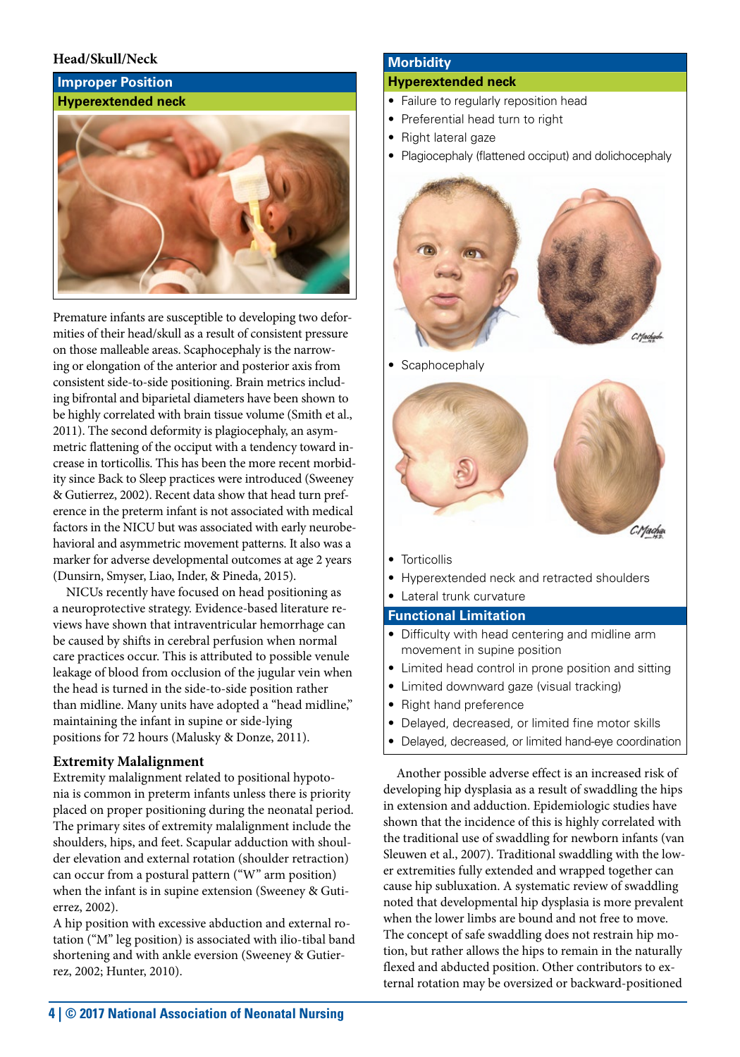### Head/Skull/Neck

**Improper Position**

**Hyperextended neck**

Premature infants are susceptible to developing two deformities of their head/skull as a result of consistent pressure on those malleable areas. Scaphocephaly is the narrowing or elongation of the anterior and posterior axis from consistent side-to-side positioning. Brain metrics including bifrontal and biparietal diameters have been shown to be highly correlated with brain tissue volume (Smith et al., 2011). The second deformity is plagiocephaly, an asymmetric flattening of the occiput with a tendency toward increase in torticollis. This has been the more recent morbidity since Back to Sleep practices were introduced (Sweeney & Gutierrez, 2002). Recent data show that head turn preference in the preterm infant is not associated with medical factors in the NICU but was associated with early neurobehavioral and asymmetric movement patterns. It also was a marker for adverse developmental outcomes at age 2 years (Dunsirn, Smyser, Liao, Inder, & Pineda, 2015).

NICUs recently have focused on head positioning as a neuroprotective strategy. Evidence-based literature reviews have shown that intraventricular hemorrhage can be caused by shifts in cerebral perfusion when normal care practices occur. This is attributed to possible venule leakage of blood from occlusion of the jugular vein when the head is turned in the side-to-side position rather than midline. Many units have adopted a "head midline," maintaining the infant in supine or side-lying positions for 72 hours (Malusky & Donze, 2011).

### Extremity Malalignment

Extremity malalignment related to positional hypotonia is common in preterm infants unless there is priority placed on proper positioning during the neonatal period. The primary sites of extremity malalignment include the shoulders, hips, and feet. Scapular adduction with shoulder elevation and external rotation (shoulder retraction) can occur from a postural pattern ("W" arm position) when the infant is in supine extension (Sweeney & Gutierrez, 2002).

A hip position with excessive abduction and external rotation ("M" leg position) is associated with ilio-tibal band shortening and with ankle eversion (Sweeney & Gutierrez, 2002; Hunter, 2010).

**Morbidity**

**Hyperextended neck**

- Failure to regularly reposition head
- Preferential head turn to right
- Right lateral gaze
- Plagiocephaly (flattened occiput) and dolichocephaly
- Scaphocephaly
- Torticollis
- Hyperextended neck and retracted shoulders
- Lateral trunk curvature

**Functional Limitation**

- Difficulty with head centering and midline arm movement in supine position
- Limited head control in prone position and sitting
- Limited downward gaze (visual tracking)
- Right hand preference
- Delayed, decreased, or limited fine motor skills
- Delayed, decreased, or limited hand-eye coordination

Another possible adverse effect is an increased risk of developing hip dysplasia as a result of swaddling the hips in extension and adduction. Epidemiologic studies have shown that the incidence of this is highly correlated with the traditional use of swaddling for newborn infants (van Sleuwen et al., 2007). Traditional swaddling with the lower extremities fully extended and wrapped together can cause hip subluxation. A systematic review of swaddling noted that developmental hip dysplasia is more prevalent when the lower limbs are bound and not free to move. The concept of safe swaddling does not restrain hip motion, but rather allows the hips to remain in the naturally flexed and abducted position. Other contributors to external rotation may be oversized or backward-positioned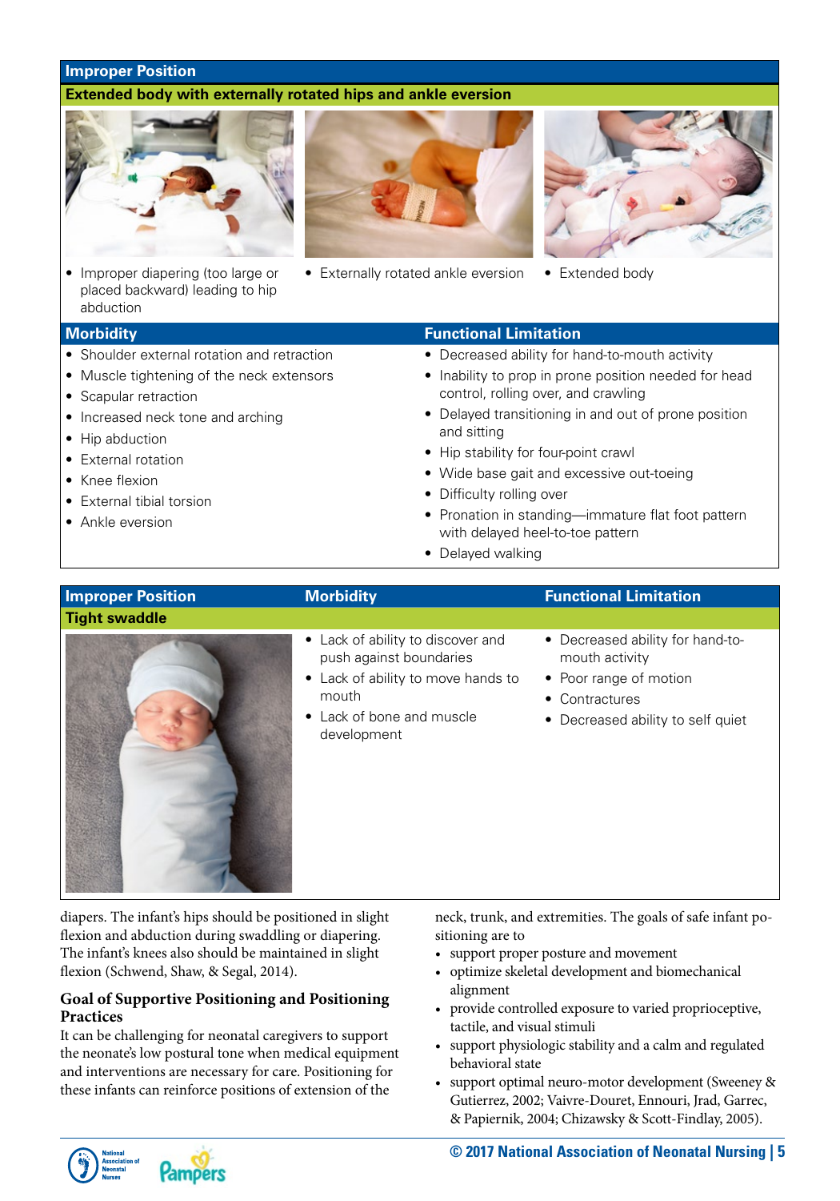| Improper Position | | |
|---|---|---|
| **Extended body with externally rotated hips and ankle eversion** | | |
| • Improper diapering (too large or placed backward) leading to hip abduction | • Externally rotated ankle eversion | • Extended body |

| Morbidity | Functional Limitation |
|---|---|
| • Shoulder external rotation and retraction<br>• Muscle tightening of the neck extensors<br>• Scapular retraction<br>• Increased neck tone and arching<br>• Hip abduction<br>• External rotation<br>• Knee flexion<br>• External tibial torsion<br>• Ankle eversion | • Decreased ability for hand-to-mouth activity<br>• Inability to prop in prone position needed for head control, rolling over, and crawling<br>• Delayed transitioning in and out of prone position and sitting<br>• Hip stability for four-point crawl<br>• Wide base gait and excessive out-toeing<br>• Difficulty rolling over<br>• Pronation in standing—immature flat foot pattern with delayed heel-to-toe pattern<br>• Delayed walking |

| Improper Position | Morbidity | Functional Limitation |
|---|---|---|
| **Tight swaddle** | • Lack of ability to discover and push against boundaries<br>• Lack of ability to move hands to mouth<br>• Lack of bone and muscle development | • Decreased ability for hand-to-mouth activity<br>• Poor range of motion<br>• Contractures<br>• Decreased ability to self quiet |

diapers. The infant's hips should be positioned in slight flexion and abduction during swaddling or diapering. The infant's knees also should be maintained in slight flexion (Schwend, Shaw, & Segal, 2014).

## Goal of Supportive Positioning and Positioning Practices

It can be challenging for neonatal caregivers to support the neonate's low postural tone when medical equipment and interventions are necessary for care. Positioning for these infants can reinforce positions of extension of the neck, trunk, and extremities. The goals of safe infant positioning are to

- support proper posture and movement
- optimize skeletal development and biomechanical alignment
- provide controlled exposure to varied proprioceptive, tactile, and visual stimuli
- support physiologic stability and a calm and regulated behavioral state
- support optimal neuro-motor development (Sweeney & Gutierrez, 2002; Vaivre-Douret, Ennouri, Jrad, Garrec, & Papiernik, 2004; Chizawsky & Scott-Findlay, 2005).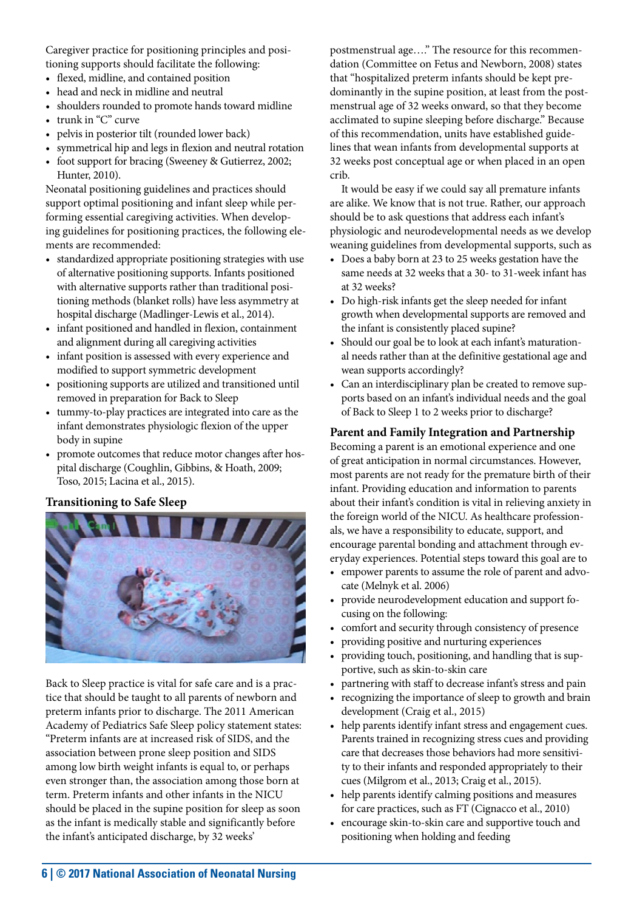Caregiver practice for positioning principles and positioning supports should facilitate the following:

- flexed, midline, and contained position
- head and neck in midline and neutral
- shoulders rounded to promote hands toward midline
- trunk in "C" curve
- pelvis in posterior tilt (rounded lower back)
- symmetrical hip and legs in flexion and neutral rotation
- foot support for bracing (Sweeney & Gutierrez, 2002; Hunter, 2010).

Neonatal positioning guidelines and practices should support optimal positioning and infant sleep while performing essential caregiving activities. When developing guidelines for positioning practices, the following elements are recommended:

- standardized appropriate positioning strategies with use of alternative positioning supports. Infants positioned with alternative supports rather than traditional positioning methods (blanket rolls) have less asymmetry at hospital discharge (Madlinger-Lewis et al., 2014).
- infant positioned and handled in flexion, containment and alignment during all caregiving activities
- infant position is assessed with every experience and modified to support symmetric development
- positioning supports are utilized and transitioned until removed in preparation for Back to Sleep
- tummy-to-play practices are integrated into care as the infant demonstrates physiologic flexion of the upper body in supine
- promote outcomes that reduce motor changes after hospital discharge (Coughlin, Gibbins, & Hoath, 2009; Toso, 2015; Lacina et al., 2015).

### Transitioning to Safe Sleep

Back to Sleep practice is vital for safe care and is a practice that should be taught to all parents of newborn and preterm infants prior to discharge. The 2011 American Academy of Pediatrics Safe Sleep policy statement states: "Preterm infants are at increased risk of SIDS, and the association between prone sleep position and SIDS among low birth weight infants is equal to, or perhaps even stronger than, the association among those born at term. Preterm infants and other infants in the NICU should be placed in the supine position for sleep as soon as the infant is medically stable and significantly before the infant's anticipated discharge, by 32 weeks' postmenstrual age…." The resource for this recommendation (Committee on Fetus and Newborn, 2008) states that "hospitalized preterm infants should be kept predominantly in the supine position, at least from the postmenstrual age of 32 weeks onward, so that they become acclimated to supine sleeping before discharge." Because of this recommendation, units have established guidelines that wean infants from developmental supports at 32 weeks post conceptual age or when placed in an open crib.

It would be easy if we could say all premature infants are alike. We know that is not true. Rather, our approach should be to ask questions that address each infant's physiologic and neurodevelopmental needs as we develop weaning guidelines from developmental supports, such as

- Does a baby born at 23 to 25 weeks gestation have the same needs at 32 weeks that a 30- to 31-week infant has at 32 weeks?
- Do high-risk infants get the sleep needed for infant growth when developmental supports are removed and the infant is consistently placed supine?
- Should our goal be to look at each infant's maturational needs rather than at the definitive gestational age and wean supports accordingly?
- Can an interdisciplinary plan be created to remove supports based on an infant's individual needs and the goal of Back to Sleep 1 to 2 weeks prior to discharge?

### Parent and Family Integration and Partnership

Becoming a parent is an emotional experience and one of great anticipation in normal circumstances. However, most parents are not ready for the premature birth of their infant. Providing education and information to parents about their infant's condition is vital in relieving anxiety in the foreign world of the NICU. As healthcare professionals, we have a responsibility to educate, support, and encourage parental bonding and attachment through everyday experiences. Potential steps toward this goal are to

- empower parents to assume the role of parent and advocate (Melnyk et al. 2006)
- provide neurodevelopment education and support focusing on the following:
- comfort and security through consistency of presence
- providing positive and nurturing experiences
- providing touch, positioning, and handling that is supportive, such as skin-to-skin care
- partnering with staff to decrease infant's stress and pain
- recognizing the importance of sleep to growth and brain development (Craig et al., 2015)
- help parents identify infant stress and engagement cues. Parents trained in recognizing stress cues and providing care that decreases those behaviors had more sensitivity to their infants and responded appropriately to their cues (Milgrom et al., 2013; Craig et al., 2015).
- help parents identify calming positions and measures for care practices, such as FT (Cignacco et al., 2010)
- encourage skin-to-skin care and supportive touch and positioning when holding and feeding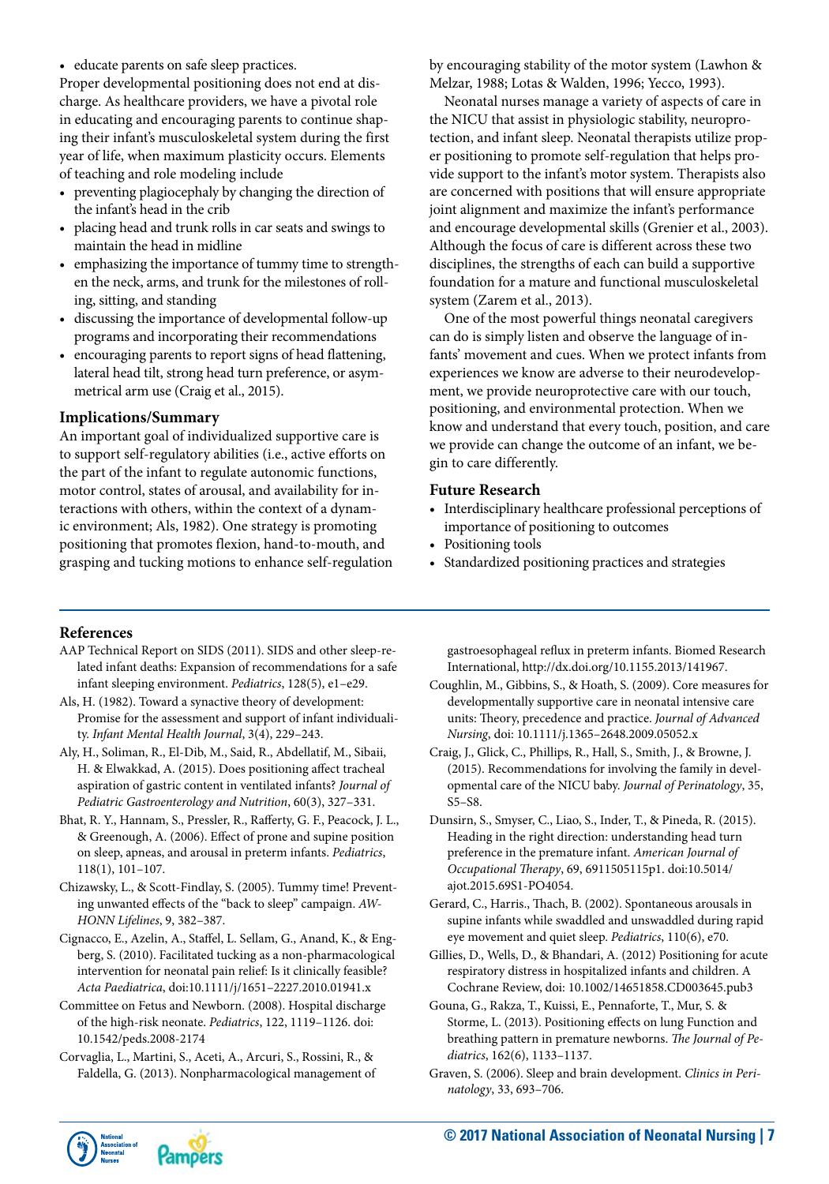- educate parents on safe sleep practices.

Proper developmental positioning does not end at discharge. As healthcare providers, we have a pivotal role in educating and encouraging parents to continue shaping their infant's musculoskeletal system during the first year of life, when maximum plasticity occurs. Elements of teaching and role modeling include

- preventing plagiocephaly by changing the direction of the infant's head in the crib
- placing head and trunk rolls in car seats and swings to maintain the head in midline
- emphasizing the importance of tummy time to strengthen the neck, arms, and trunk for the milestones of rolling, sitting, and standing
- discussing the importance of developmental follow-up programs and incorporating their recommendations
- encouraging parents to report signs of head flattening, lateral head tilt, strong head turn preference, or asymmetrical arm use (Craig et al., 2015).

### Implications/Summary

An important goal of individualized supportive care is to support self-regulatory abilities (i.e., active efforts on the part of the infant to regulate autonomic functions, motor control, states of arousal, and availability for interactions with others, within the context of a dynamic environment; Als, 1982). One strategy is promoting positioning that promotes flexion, hand-to-mouth, and grasping and tucking motions to enhance self-regulation by encouraging stability of the motor system (Lawhon & Melzar, 1988; Lotas & Walden, 1996; Yecco, 1993).

Neonatal nurses manage a variety of aspects of care in the NICU that assist in physiologic stability, neuroprotection, and infant sleep. Neonatal therapists utilize proper positioning to promote self-regulation that helps provide support to the infant's motor system. Therapists also are concerned with positions that will ensure appropriate joint alignment and maximize the infant's performance and encourage developmental skills (Grenier et al., 2003). Although the focus of care is different across these two disciplines, the strengths of each can build a supportive foundation for a mature and functional musculoskeletal system (Zarem et al., 2013).

One of the most powerful things neonatal caregivers can do is simply listen and observe the language of infants' movement and cues. When we protect infants from experiences we know are adverse to their neurodevelopment, we provide neuroprotective care with our touch, positioning, and environmental protection. When we know and understand that every touch, position, and care we provide can change the outcome of an infant, we begin to care differently.

### Future Research

- Interdisciplinary healthcare professional perceptions of importance of positioning to outcomes
- Positioning tools
- Standardized positioning practices and strategies

### References

AAP Technical Report on SIDS (2011). SIDS and other sleep-related infant deaths: Expansion of recommendations for a safe infant sleeping environment. *Pediatrics*, 128(5), e1–e29.

Als, H. (1982). Toward a synactive theory of development: Promise for the assessment and support of infant individuality. *Infant Mental Health Journal*, 3(4), 229–243.

Aly, H., Soliman, R., El-Dib, M., Said, R., Abdellatif, M., Sibaii, H. & Elwakkad, A. (2015). Does positioning affect tracheal aspiration of gastric content in ventilated infants? *Journal of Pediatric Gastroenterology and Nutrition*, 60(3), 327–331.

Bhat, R. Y., Hannam, S., Pressler, R., Rafferty, G. F., Peacock, J. L., & Greenough, A. (2006). Effect of prone and supine position on sleep, apneas, and arousal in preterm infants. *Pediatrics*, 118(1), 101–107.

Chizawsky, L., & Scott-Findlay, S. (2005). Tummy time! Preventing unwanted effects of the "back to sleep" campaign. *AWHONN Lifelines*, 9, 382–387.

Cignacco, E., Azelin, A., Staffel, L. Sellam, G., Anand, K., & Engberg, S. (2010). Facilitated tucking as a non-pharmacological intervention for neonatal pain relief: Is it clinically feasible? *Acta Paediatrica*, doi:10.1111/j/1651–2227.2010.01941.x

Committee on Fetus and Newborn. (2008). Hospital discharge of the high-risk neonate. *Pediatrics*, 122, 1119–1126. doi: 10.1542/peds.2008-2174

Corvaglia, L., Martini, S., Aceti, A., Arcuri, S., Rossini, R., & Faldella, G. (2013). Nonpharmacological management of gastroesophageal reflux in preterm infants. Biomed Research International, http://dx.doi.org/10.1155.2013/141967.

Coughlin, M., Gibbins, S., & Hoath, S. (2009). Core measures for developmentally supportive care in neonatal intensive care units: Theory, precedence and practice. *Journal of Advanced Nursing*, doi: 10.1111/j.1365–2648.2009.05052.x

Craig, J., Glick, C., Phillips, R., Hall, S., Smith, J., & Browne, J. (2015). Recommendations for involving the family in developmental care of the NICU baby. *Journal of Perinatology*, 35, S5–S8.

Dunsirn, S., Smyser, C., Liao, S., Inder, T., & Pineda, R. (2015). Heading in the right direction: understanding head turn preference in the premature infant. *American Journal of Occupational Therapy*, 69, 6911505115p1. doi:10.5014/ajot.2015.69S1-PO4054.

Gerard, C., Harris., Thach, B. (2002). Spontaneous arousals in supine infants while swaddled and unswaddled during rapid eye movement and quiet sleep. *Pediatrics*, 110(6), e70.

Gillies, D., Wells, D., & Bhandari, A. (2012) Positioning for acute respiratory distress in hospitalized infants and children. A Cochrane Review, doi: 10.1002/14651858.CD003645.pub3

Gouna, G., Rakza, T., Kuissi, E., Pennaforte, T., Mur, S. & Storme, L. (2013). Positioning effects on lung Function and breathing pattern in premature newborns. *The Journal of Pediatrics*, 162(6), 1133–1137.

Graven, S. (2006). Sleep and brain development. *Clinics in Perinatology*, 33, 693–706.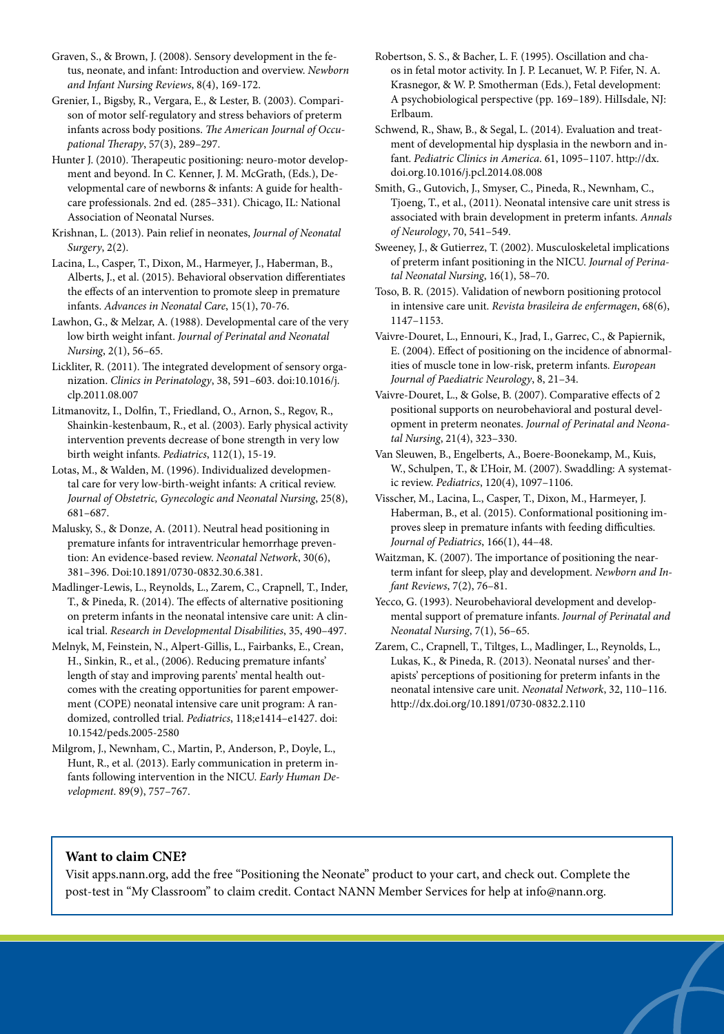Graven, S., & Brown, J. (2008). Sensory development in the fetus, neonate, and infant: Introduction and overview. *Newborn and Infant Nursing Reviews*, 8(4), 169-172.

Grenier, I., Bigsby, R., Vergara, E., & Lester, B. (2003). Comparison of motor self-regulatory and stress behaviors of preterm infants across body positions. *The American Journal of Occupational Therapy*, 57(3), 289–297.

Hunter J. (2010). Therapeutic positioning: neuro-motor development and beyond. In C. Kenner, J. M. McGrath, (Eds.), Developmental care of newborns & infants: A guide for healthcare professionals. 2nd ed. (285–331). Chicago, IL: National Association of Neonatal Nurses.

Krishnan, L. (2013). Pain relief in neonates, *Journal of Neonatal Surgery*, 2(2).

Lacina, L., Casper, T., Dixon, M., Harmeyer, J., Haberman, B., Alberts, J., et al. (2015). Behavioral observation differentiates the effects of an intervention to promote sleep in premature infants. *Advances in Neonatal Care*, 15(1), 70-76.

Lawhon, G., & Melzar, A. (1988). Developmental care of the very low birth weight infant. *Journal of Perinatal and Neonatal Nursing*, 2(1), 56–65.

Lickliter, R. (2011). The integrated development of sensory organization. *Clinics in Perinatology*, 38, 591–603. doi:10.1016/j.clp.2011.08.007

Litmanovitz, I., Dolfin, T., Friedland, O., Arnon, S., Regov, R., Shainkin-kestenbaum, R., et al. (2003). Early physical activity intervention prevents decrease of bone strength in very low birth weight infants. *Pediatrics*, 112(1), 15-19.

Lotas, M., & Walden, M. (1996). Individualized developmental care for very low-birth-weight infants: A critical review. *Journal of Obstetric, Gynecologic and Neonatal Nursing*, 25(8), 681–687.

Malusky, S., & Donze, A. (2011). Neutral head positioning in premature infants for intraventricular hemorrhage prevention: An evidence-based review. *Neonatal Network*, 30(6), 381–396. Doi:10.1891/0730-0832.30.6.381.

Madlinger-Lewis, L., Reynolds, L., Zarem, C., Crapnell, T., Inder, T., & Pineda, R. (2014). The effects of alternative positioning on preterm infants in the neonatal intensive care unit: A clinical trial. *Research in Developmental Disabilities*, 35, 490–497.

Melnyk, M, Feinstein, N., Alpert-Gillis, L., Fairbanks, E., Crean, H., Sinkin, R., et al. (2006). Reducing premature infants' length of stay and improving parents' mental health outcomes with the creating opportunities for parent empowerment (COPE) neonatal intensive care unit program: A randomized, controlled trial. *Pediatrics*, 118;e1414–e1427. doi: 10.1542/peds.2005-2580

Milgrom, J., Newnham, C., Martin, P., Anderson, P., Doyle, L., Hunt, R., et al. (2013). Early communication in preterm infants following intervention in the NICU. *Early Human Development*. 89(9), 757–767.

Robertson, S. S., & Bacher, L. F. (1995). Oscillation and chaos in fetal motor activity. In J. P. Lecanuet, W. P. Fifer, N. A. Krasnegor, & W. P. Smotherman (Eds.), Fetal development: A psychobiological perspective (pp. 169–189). HilIsdale, NJ: Erlbaum.

Schwend, R., Shaw, B., & Segal, L. (2014). Evaluation and treatment of developmental hip dysplasia in the newborn and infant. *Pediatric Clinics in America*. 61, 1095–1107. http://dx.doi.org.10.1016/j.pcl.2014.08.008

Smith, G., Gutovich, J., Smyser, C., Pineda, R., Newnham, C., Tjoeng, T., et al., (2011). Neonatal intensive care unit stress is associated with brain development in preterm infants. *Annals of Neurology*, 70, 541–549.

Sweeney, J., & Gutierrez, T. (2002). Musculoskeletal implications of preterm infant positioning in the NICU. *Journal of Perinatal Neonatal Nursing*, 16(1), 58–70.

Toso, B. R. (2015). Validation of newborn positioning protocol in intensive care unit. *Revista brasileira de enfermagen*, 68(6), 1147–1153.

Vaivre-Douret, L., Ennouri, K., Jrad, I., Garrec, C., & Papiernik, E. (2004). Effect of positioning on the incidence of abnormalities of muscle tone in low-risk, preterm infants. *European Journal of Paediatric Neurology*, 8, 21–34.

Vaivre-Douret, L., & Golse, B. (2007). Comparative effects of 2 positional supports on neurobehavioral and postural development in preterm neonates. *Journal of Perinatal and Neonatal Nursing*, 21(4), 323–330.

Van Sleuwen, B., Engelberts, A., Boere-Boonekamp, M., Kuis, W., Schulpen, T., & L'Hoir, M. (2007). Swaddling: A systematic review. *Pediatrics*, 120(4), 1097–1106.

Visscher, M., Lacina, L., Casper, T., Dixon, M., Harmeyer, J. Haberman, B., et al. (2015). Conformational positioning improves sleep in premature infants with feeding difficulties. *Journal of Pediatrics*, 166(1), 44–48.

Waitzman, K. (2007). The importance of positioning the near-term infant for sleep, play and development. *Newborn and Infant Reviews*, 7(2), 76–81.

Yecco, G. (1993). Neurobehavioral development and developmental support of premature infants. *Journal of Perinatal and Neonatal Nursing*, 7(1), 56–65.

Zarem, C., Crapnell, T., Tiltges, L., Madlinger, L., Reynolds, L., Lukas, K., & Pineda, R. (2013). Neonatal nurses' and therapists' perceptions of positioning for preterm infants in the neonatal intensive care unit. *Neonatal Network*, 32, 110–116. http://dx.doi.org/10.1891/0730-0832.2.110

**Want to claim CNE?**

Visit apps.nann.org, add the free "Positioning the Neonate" product to your cart, and check out. Complete the post-test in "My Classroom" to claim credit. Contact NANN Member Services for help at info@nann.org.